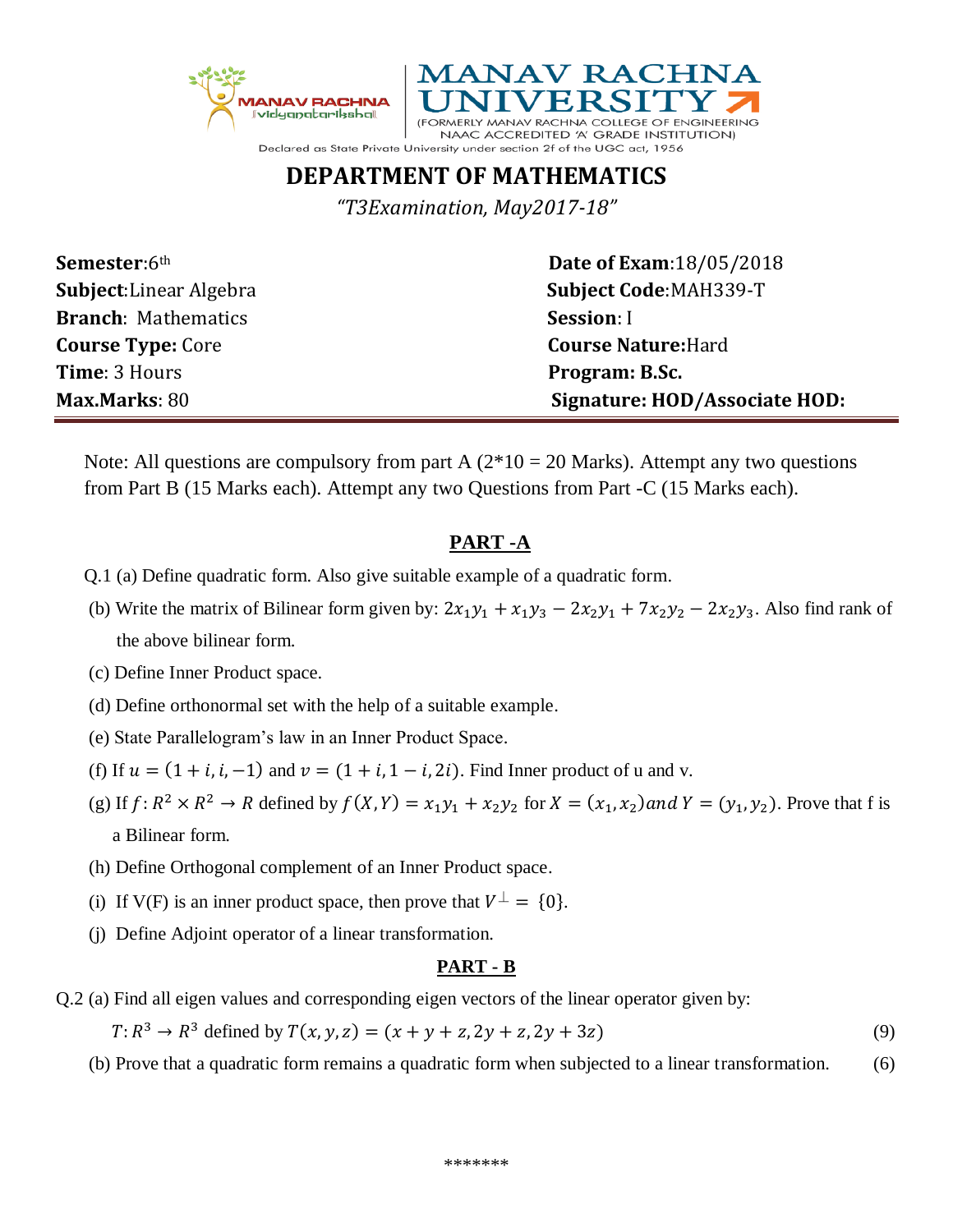MANAV RACHNA vidyanatariksha

# MANAV RACHNA UNIVERSITY

(FORMERLY MANAV RACHNA COLLEGE OF ENGINEERING NAAC ACCREDITED 'A' GRADE INSTITUTION)

Declared as State Private University under section 2f of the UGC act, 1956

## DEPARTMENT OF MATHEMATICS

*"T3Examination, May2017-18"*

| | |
|---|---|
| **Semester**:6th | **Date of Exam**:18/05/2018 |
| **Subject**:Linear Algebra | **Subject Code**:MAH339-T |
| **Branch**: Mathematics | **Session**: I |
| **Course Type:** Core | **Course Nature:**Hard |
| **Time**: 3 Hours | **Program: B.Sc.** |
| **Max.Marks**: 80 | **Signature: HOD/Associate HOD:** |

Note: All questions are compulsory from part A (2*10 = 20 Marks). Attempt any two questions from Part B (15 Marks each). Attempt any two Questions from Part -C (15 Marks each).

### PART -A

Q.1 (a) Define quadratic form. Also give suitable example of a quadratic form.

(b) Write the matrix of Bilinear form given by: $2x_1y_1 + x_1y_3 - 2x_2y_1 + 7x_2y_2 - 2x_2y_3$. Also find rank of the above bilinear form.

(c) Define Inner Product space.

(d) Define orthonormal set with the help of a suitable example.

(e) State Parallelogram's law in an Inner Product Space.

(f) If $u = (1 + i, i, -1)$ and $v = (1 + i, 1 - i, 2i)$. Find Inner product of u and v.

(g) If $f: R^2 \times R^2 \to R$ defined by $f(X, Y) = x_1y_1 + x_2y_2$ for $X = (x_1, x_2)$ *and* $Y = (y_1, y_2)$. Prove that f is a Bilinear form.

(h) Define Orthogonal complement of an Inner Product space.

(i) If V(F) is an inner product space, then prove that $V^{\perp} = \{0\}$.

(j) Define Adjoint operator of a linear transformation.

### PART - B

Q.2 (a) Find all eigen values and corresponding eigen vectors of the linear operator given by:

$T: R^3 \to R^3$ defined by $T(x, y, z) = (x + y + z, 2y + z, 2y + 3z)$ (9)

(b) Prove that a quadratic form remains a quadratic form when subjected to a linear transformation. (6)

*******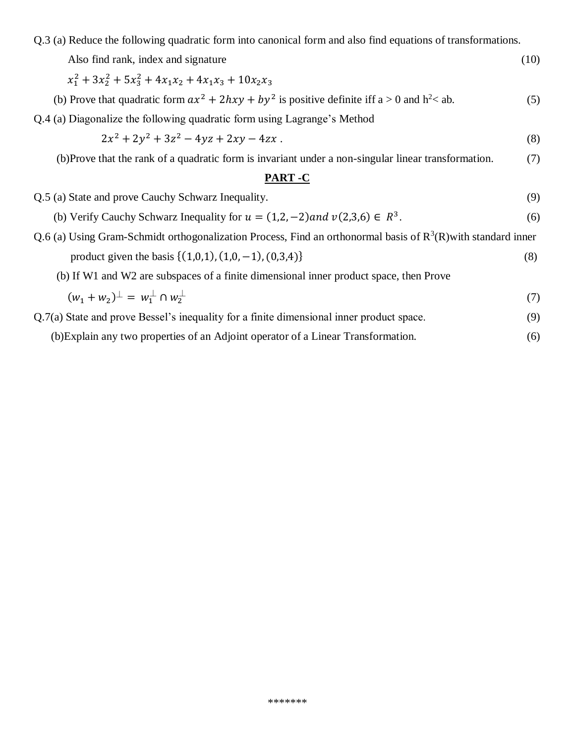Q.3 (a) Reduce the following quadratic form into canonical form and also find equations of transformations. Also find rank, index and signature (10)

$$x_1^2 + 3x_2^2 + 5x_3^2 + 4x_1x_2 + 4x_1x_3 + 10x_2x_3$$

(b) Prove that quadratic form $ax^2 + 2hxy + by^2$ is positive definite iff a > 0 and $h^2$< ab. (5)

Q.4 (a) Diagonalize the following quadratic form using Lagrange's Method

$$2x^2 + 2y^2 + 3z^2 - 4yz + 2xy - 4zx\ .$$ (8)

(b)Prove that the rank of a quadratic form is invariant under a non-singular linear transformation. (7)

## PART -C

Q.5 (a) State and prove Cauchy Schwarz Inequality. (9)

(b) Verify Cauchy Schwarz Inequality for $u = (1,2,-2) and\ v(2,3,6) \in R^3$. (6)

Q.6 (a) Using Gram-Schmidt orthogonalization Process, Find an orthonormal basis of $R^3$(R)with standard inner product given the basis $\{(1,0,1), (1,0,-1), (0,3,4)\}$ (8)

(b) If W1 and W2 are subspaces of a finite dimensional inner product space, then Prove

$$(w_1 + w_2)^{\perp} = w_1^{\perp} \cap w_2^{\perp}$$ (7)

Q.7(a) State and prove Bessel's inequality for a finite dimensional inner product space. (9)

(b)Explain any two properties of an Adjoint operator of a Linear Transformation. (6)

*******